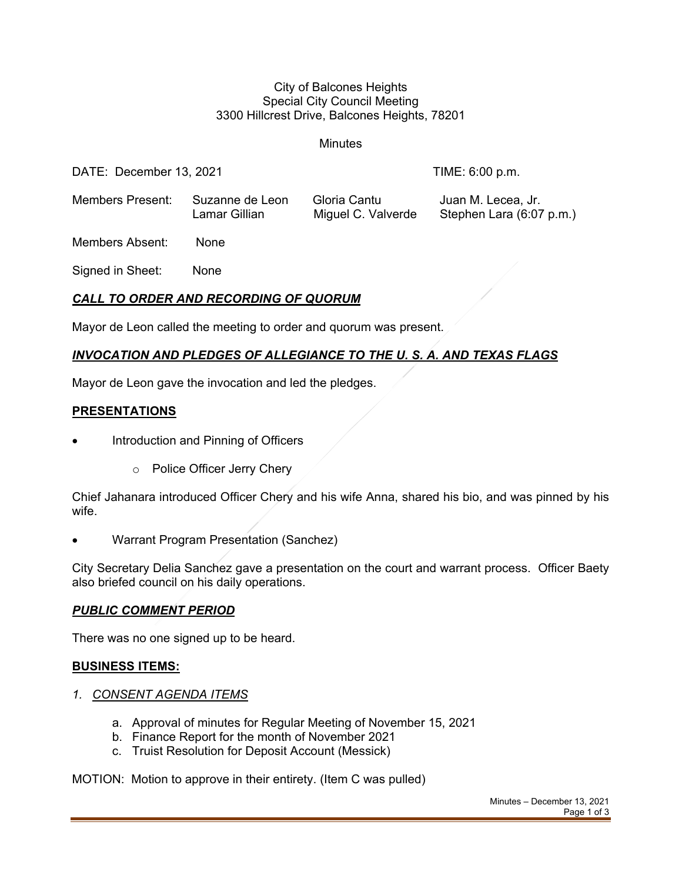City of Balcones Heights
Special City Council Meeting
3300 Hillcrest Drive, Balcones Heights, 78201

Minutes

DATE: December 13, 2021 TIME: 6:00 p.m.

| Members Present: | Suzanne de Leon | Gloria Cantu | Juan M. Lecea, Jr. |
|---|---|---|---|
| | Lamar Gillian | Miguel C. Valverde | Stephen Lara (6:07 p.m.) |

Members Absent: None

Signed in Sheet: None

***CALL TO ORDER AND RECORDING OF QUORUM***

Mayor de Leon called the meeting to order and quorum was present.

***INVOCATION AND PLEDGES OF ALLEGIANCE TO THE U. S. A. AND TEXAS FLAGS***

Mayor de Leon gave the invocation and led the pledges.

**PRESENTATIONS**

- Introduction and Pinning of Officers
  - Police Officer Jerry Chery

Chief Jahanara introduced Officer Chery and his wife Anna, shared his bio, and was pinned by his wife.

- Warrant Program Presentation (Sanchez)

City Secretary Delia Sanchez gave a presentation on the court and warrant process. Officer Baety also briefed council on his daily operations.

***PUBLIC COMMENT PERIOD***

There was no one signed up to be heard.

**BUSINESS ITEMS:**

*1. CONSENT AGENDA ITEMS*

a. Approval of minutes for Regular Meeting of November 15, 2021
b. Finance Report for the month of November 2021
c. Truist Resolution for Deposit Account (Messick)

MOTION: Motion to approve in their entirety. (Item C was pulled)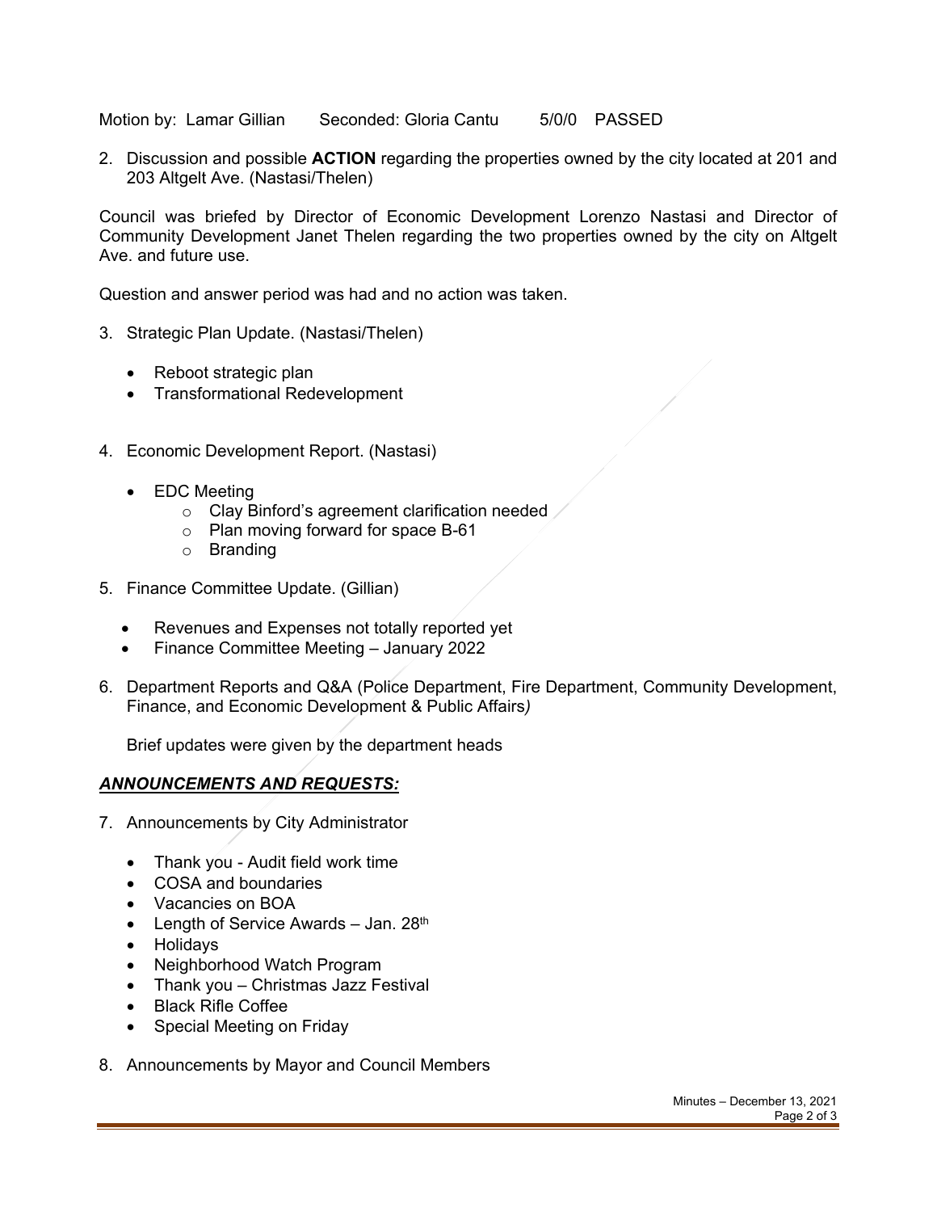Motion by: Lamar Gillian  Seconded: Gloria Cantu  5/0/0  PASSED

2. Discussion and possible **ACTION** regarding the properties owned by the city located at 201 and 203 Altgelt Ave. (Nastasi/Thelen)

Council was briefed by Director of Economic Development Lorenzo Nastasi and Director of Community Development Janet Thelen regarding the two properties owned by the city on Altgelt Ave. and future use.

Question and answer period was had and no action was taken.

3. Strategic Plan Update. (Nastasi/Thelen)
    - Reboot strategic plan
    - Transformational Redevelopment

4. Economic Development Report. (Nastasi)
    - EDC Meeting
        - Clay Binford's agreement clarification needed
        - Plan moving forward for space B-61
        - Branding

5. Finance Committee Update. (Gillian)
    - Revenues and Expenses not totally reported yet
    - Finance Committee Meeting – January 2022

6. Department Reports and Q&A (Police Department, Fire Department, Community Development, Finance, and Economic Development & Public Affairs*)*

   Brief updates were given by the department heads

## ***ANNOUNCEMENTS AND REQUESTS:***

7. Announcements by City Administrator
    - Thank you - Audit field work time
    - COSA and boundaries
    - Vacancies on BOA
    - Length of Service Awards – Jan. 28th
    - Holidays
    - Neighborhood Watch Program
    - Thank you – Christmas Jazz Festival
    - Black Rifle Coffee
    - Special Meeting on Friday

8. Announcements by Mayor and Council Members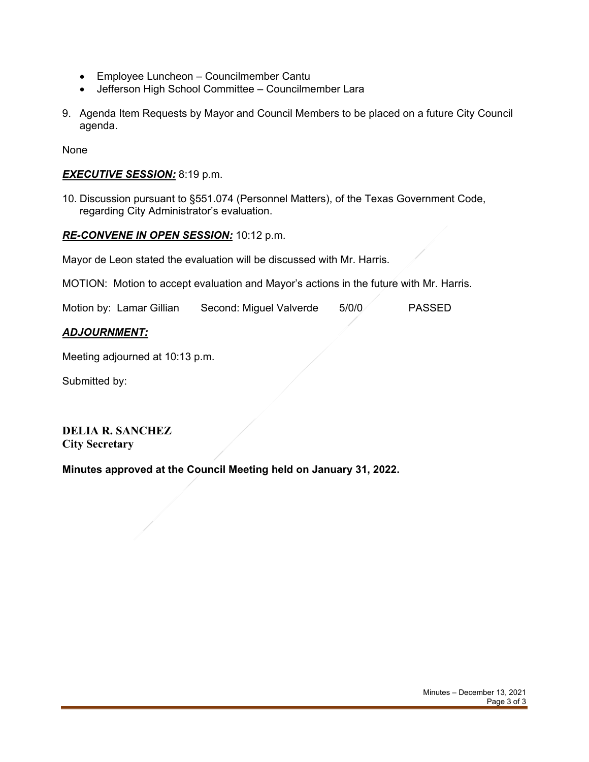- Employee Luncheon – Councilmember Cantu
- Jefferson High School Committee – Councilmember Lara

9. Agenda Item Requests by Mayor and Council Members to be placed on a future City Council agenda.

None

***EXECUTIVE SESSION:*** 8:19 p.m.

10. Discussion pursuant to §551.074 (Personnel Matters), of the Texas Government Code, regarding City Administrator's evaluation.

***RE-CONVENE IN OPEN SESSION:*** 10:12 p.m.

Mayor de Leon stated the evaluation will be discussed with Mr. Harris.

MOTION: Motion to accept evaluation and Mayor's actions in the future with Mr. Harris.

Motion by: Lamar Gillian Second: Miguel Valverde 5/0/0 PASSED

***ADJOURNMENT:***

Meeting adjourned at 10:13 p.m.

Submitted by:

**DELIA R. SANCHEZ**
**City Secretary**

**Minutes approved at the Council Meeting held on January 31, 2022.**